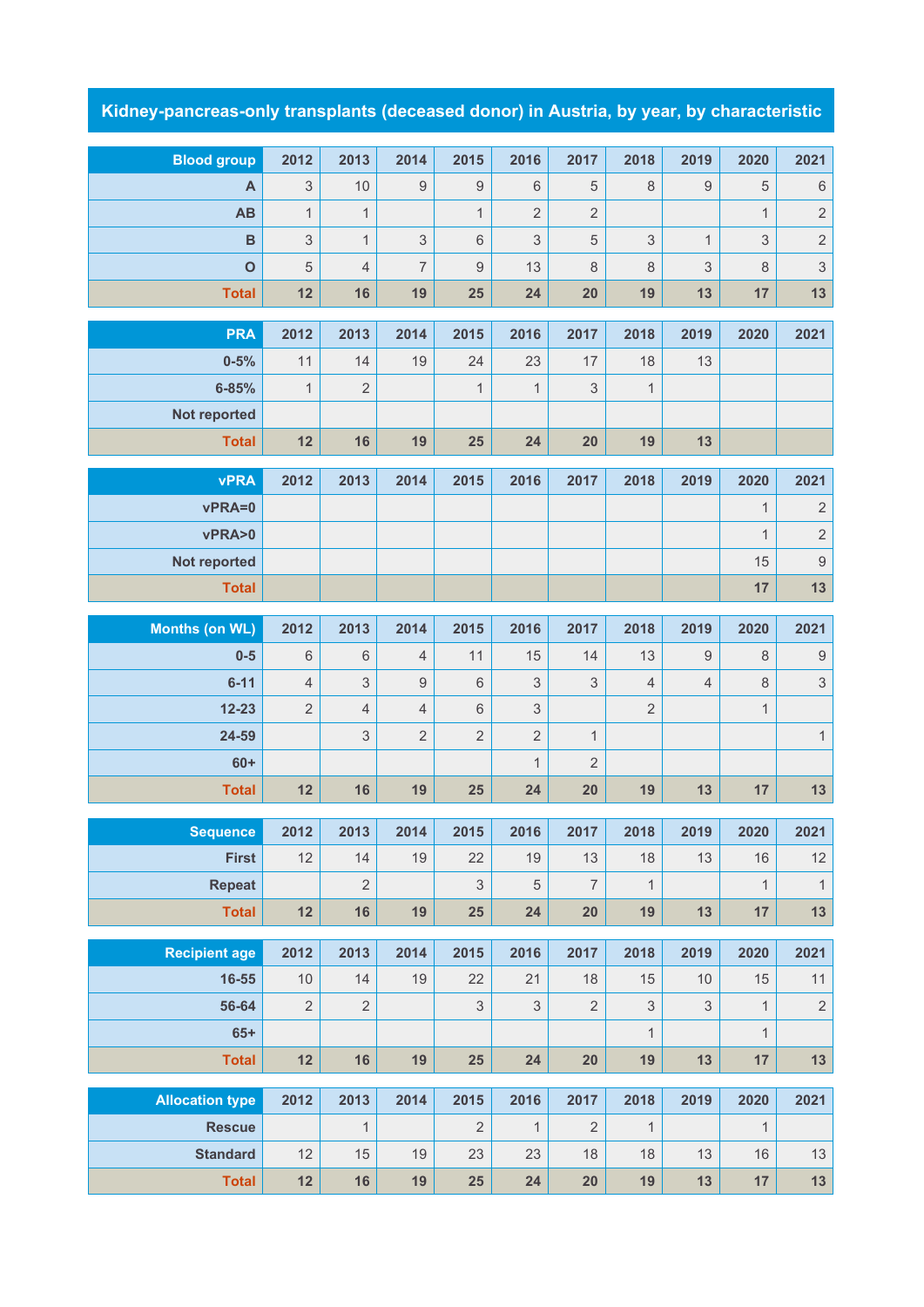# Kidney-pancreas-only transplants (deceased donor) in Austria, by year, by characteristic

| Blood group | 2012 | 2013 | 2014 | 2015 | 2016 | 2017 | 2018 | 2019 | 2020 | 2021 |
|---|---|---|---|---|---|---|---|---|---|---|
| A | 3 | 10 | 9 | 9 | 6 | 5 | 8 | 9 | 5 | 6 |
| AB | 1 | 1 | | 1 | 2 | 2 | | | 1 | 2 |
| B | 3 | 1 | 3 | 6 | 3 | 5 | 3 | 1 | 3 | 2 |
| O | 5 | 4 | 7 | 9 | 13 | 8 | 8 | 3 | 8 | 3 |
| **Total** | **12** | **16** | **19** | **25** | **24** | **20** | **19** | **13** | **17** | **13** |

| PRA | 2012 | 2013 | 2014 | 2015 | 2016 | 2017 | 2018 | 2019 | 2020 | 2021 |
|---|---|---|---|---|---|---|---|---|---|---|
| 0-5% | 11 | 14 | 19 | 24 | 23 | 17 | 18 | 13 | | |
| 6-85% | 1 | 2 | | 1 | 1 | 3 | 1 | | | |
| Not reported | | | | | | | | | | |
| **Total** | **12** | **16** | **19** | **25** | **24** | **20** | **19** | **13** | | |

| vPRA | 2012 | 2013 | 2014 | 2015 | 2016 | 2017 | 2018 | 2019 | 2020 | 2021 |
|---|---|---|---|---|---|---|---|---|---|---|
| vPRA=0 | | | | | | | | | 1 | 2 |
| vPRA>0 | | | | | | | | | 1 | 2 |
| Not reported | | | | | | | | | 15 | 9 |
| **Total** | | | | | | | | | **17** | **13** |

| Months (on WL) | 2012 | 2013 | 2014 | 2015 | 2016 | 2017 | 2018 | 2019 | 2020 | 2021 |
|---|---|---|---|---|---|---|---|---|---|---|
| 0-5 | 6 | 6 | 4 | 11 | 15 | 14 | 13 | 9 | 8 | 9 |
| 6-11 | 4 | 3 | 9 | 6 | 3 | 3 | 4 | 4 | 8 | 3 |
| 12-23 | 2 | 4 | 4 | 6 | 3 | | 2 | | 1 | |
| 24-59 | | 3 | 2 | 2 | 2 | 1 | | | | 1 |
| 60+ | | | | | 1 | 2 | | | | |
| **Total** | **12** | **16** | **19** | **25** | **24** | **20** | **19** | **13** | **17** | **13** |

| Sequence | 2012 | 2013 | 2014 | 2015 | 2016 | 2017 | 2018 | 2019 | 2020 | 2021 |
|---|---|---|---|---|---|---|---|---|---|---|
| First | 12 | 14 | 19 | 22 | 19 | 13 | 18 | 13 | 16 | 12 |
| Repeat | | 2 | | 3 | 5 | 7 | 1 | | 1 | 1 |
| **Total** | **12** | **16** | **19** | **25** | **24** | **20** | **19** | **13** | **17** | **13** |

| Recipient age | 2012 | 2013 | 2014 | 2015 | 2016 | 2017 | 2018 | 2019 | 2020 | 2021 |
|---|---|---|---|---|---|---|---|---|---|---|
| 16-55 | 10 | 14 | 19 | 22 | 21 | 18 | 15 | 10 | 15 | 11 |
| 56-64 | 2 | 2 | | 3 | 3 | 2 | 3 | 3 | 1 | 2 |
| 65+ | | | | | | | 1 | | 1 | |
| **Total** | **12** | **16** | **19** | **25** | **24** | **20** | **19** | **13** | **17** | **13** |

| Allocation type | 2012 | 2013 | 2014 | 2015 | 2016 | 2017 | 2018 | 2019 | 2020 | 2021 |
|---|---|---|---|---|---|---|---|---|---|---|
| Rescue | | 1 | | 2 | 1 | 2 | 1 | | 1 | |
| Standard | 12 | 15 | 19 | 23 | 23 | 18 | 18 | 13 | 16 | 13 |
| **Total** | **12** | **16** | **19** | **25** | **24** | **20** | **19** | **13** | **17** | **13** |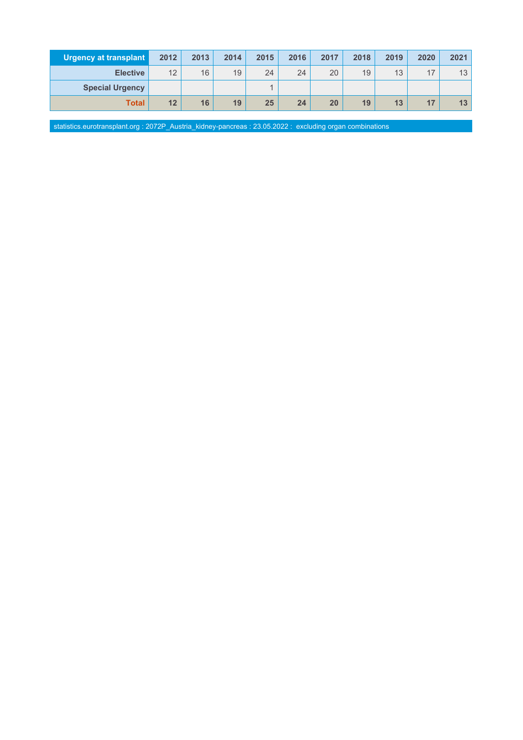| Urgency at transplant | 2012 | 2013 | 2014 | 2015 | 2016 | 2017 | 2018 | 2019 | 2020 | 2021 |
|---|---|---|---|---|---|---|---|---|---|---|
| Elective | 12 | 16 | 19 | 24 | 24 | 20 | 19 | 13 | 17 | 13 |
| Special Urgency | | | | 1 | | | | | | |
| **Total** | **12** | **16** | **19** | **25** | **24** | **20** | **19** | **13** | **17** | **13** |

statistics.eurotransplant.org : 2072P_Austria_kidney-pancreas : 23.05.2022 : excluding organ combinations